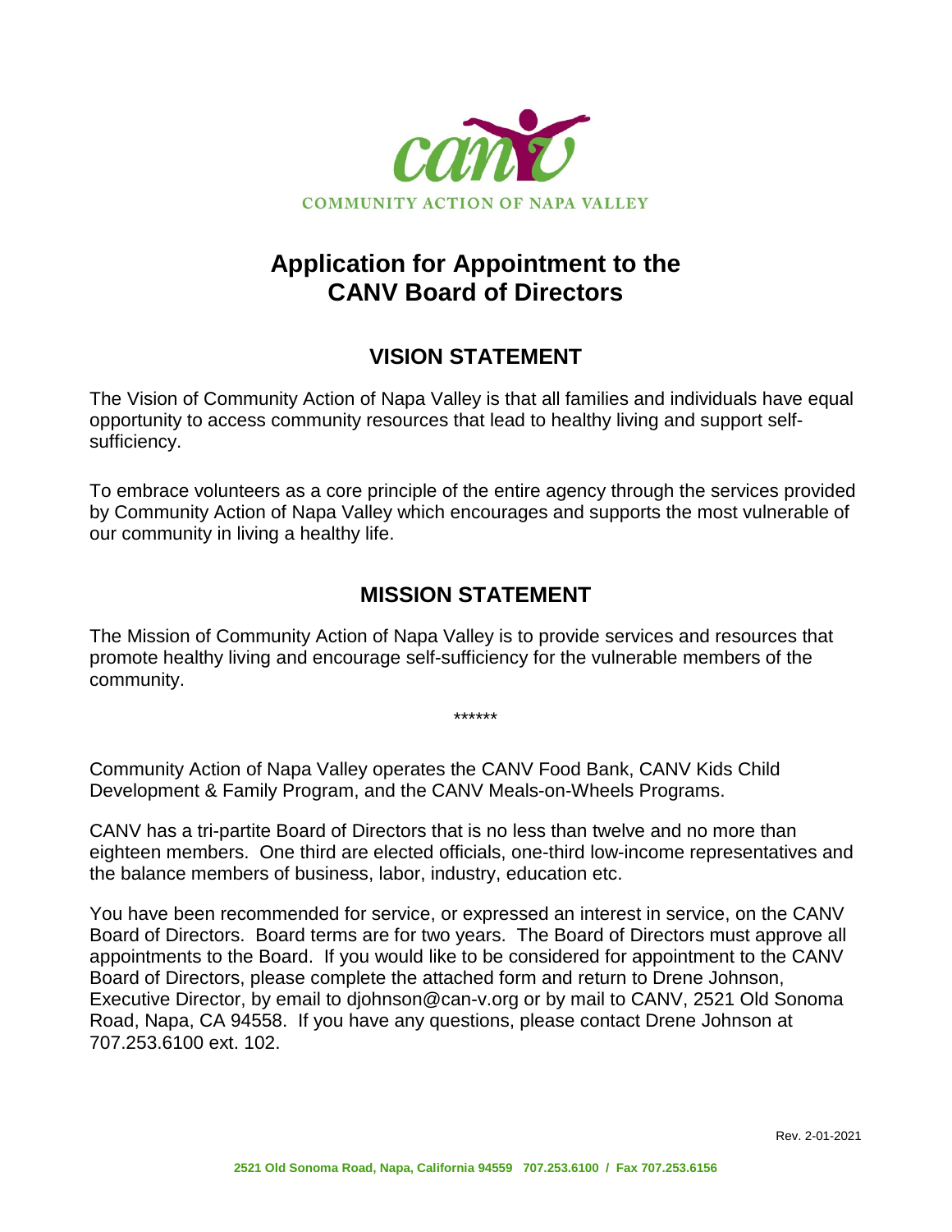COMMUNITY ACTION OF NAPA VALLEY

# Application for Appointment to the CANV Board of Directors

## VISION STATEMENT

The Vision of Community Action of Napa Valley is that all families and individuals have equal opportunity to access community resources that lead to healthy living and support self-sufficiency.

To embrace volunteers as a core principle of the entire agency through the services provided by Community Action of Napa Valley which encourages and supports the most vulnerable of our community in living a healthy life.

## MISSION STATEMENT

The Mission of Community Action of Napa Valley is to provide services and resources that promote healthy living and encourage self-sufficiency for the vulnerable members of the community.

******

Community Action of Napa Valley operates the CANV Food Bank, CANV Kids Child Development & Family Program, and the CANV Meals-on-Wheels Programs.

CANV has a tri-partite Board of Directors that is no less than twelve and no more than eighteen members. One third are elected officials, one-third low-income representatives and the balance members of business, labor, industry, education etc.

You have been recommended for service, or expressed an interest in service, on the CANV Board of Directors. Board terms are for two years. The Board of Directors must approve all appointments to the Board. If you would like to be considered for appointment to the CANV Board of Directors, please complete the attached form and return to Drene Johnson, Executive Director, by email to djohnson@can-v.org or by mail to CANV, 2521 Old Sonoma Road, Napa, CA 94558. If you have any questions, please contact Drene Johnson at 707.253.6100 ext. 102.

Rev. 2-01-2021

2521 Old Sonoma Road, Napa, California 94559 707.253.6100 / Fax 707.253.6156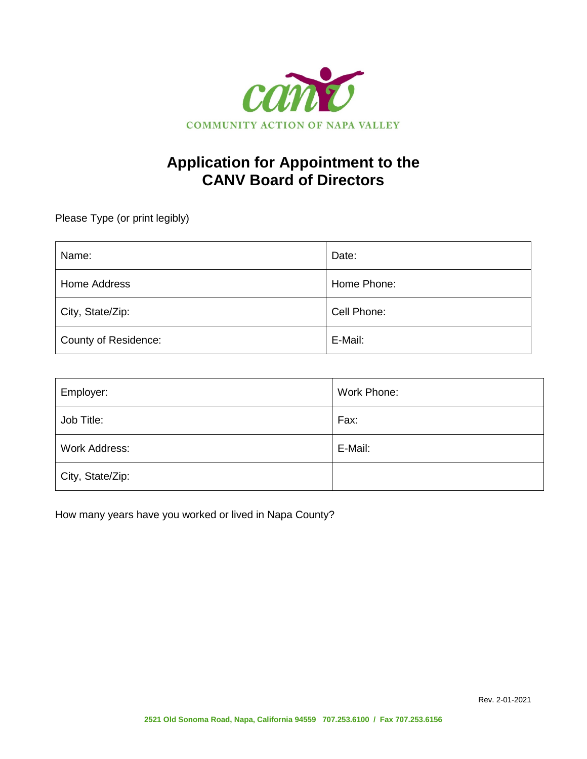COMMUNITY ACTION OF NAPA VALLEY

# Application for Appointment to the CANV Board of Directors

Please Type (or print legibly)

| Name: | Date: |
| --- | --- |
| Home Address | Home Phone: |
| City, State/Zip: | Cell Phone: |
| County of Residence: | E-Mail: |

| Employer: | Work Phone: |
| --- | --- |
| Job Title: | Fax: |
| Work Address: | E-Mail: |
| City, State/Zip: | |

How many years have you worked or lived in Napa County?

Rev. 2-01-2021

2521 Old Sonoma Road, Napa, California 94559 707.253.6100 / Fax 707.253.6156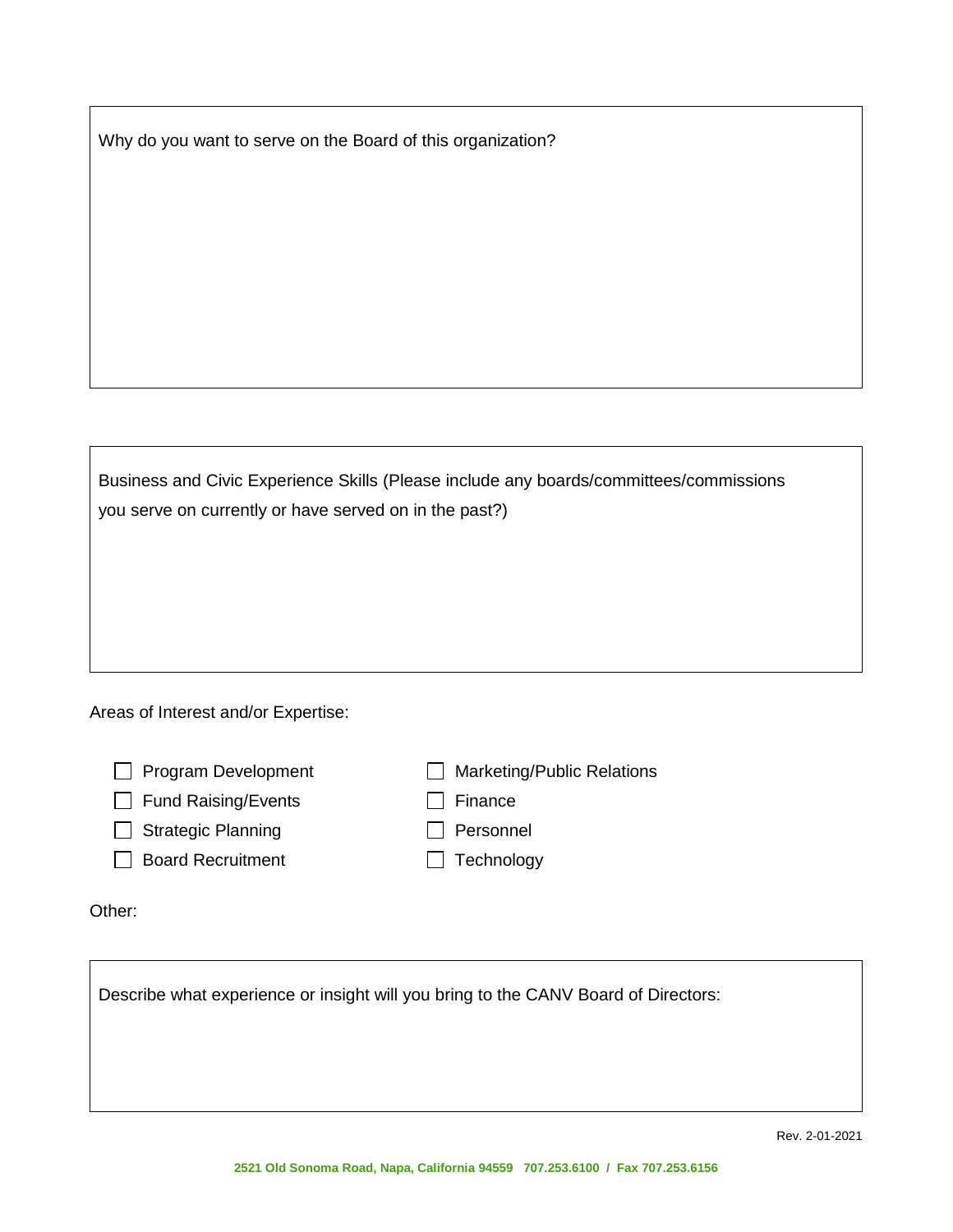Why do you want to serve on the Board of this organization?

Business and Civic Experience Skills (Please include any boards/committees/commissions you serve on currently or have served on in the past?)

Areas of Interest and/or Expertise:

- ☐ Program Development
- ☐ Fund Raising/Events
- ☐ Strategic Planning
- ☐ Board Recruitment
- ☐ Marketing/Public Relations
- ☐ Finance
- ☐ Personnel
- ☐ Technology

Other:

Describe what experience or insight will you bring to the CANV Board of Directors:

Rev. 2-01-2021

2521 Old Sonoma Road, Napa, California 94559 707.253.6100 / Fax 707.253.6156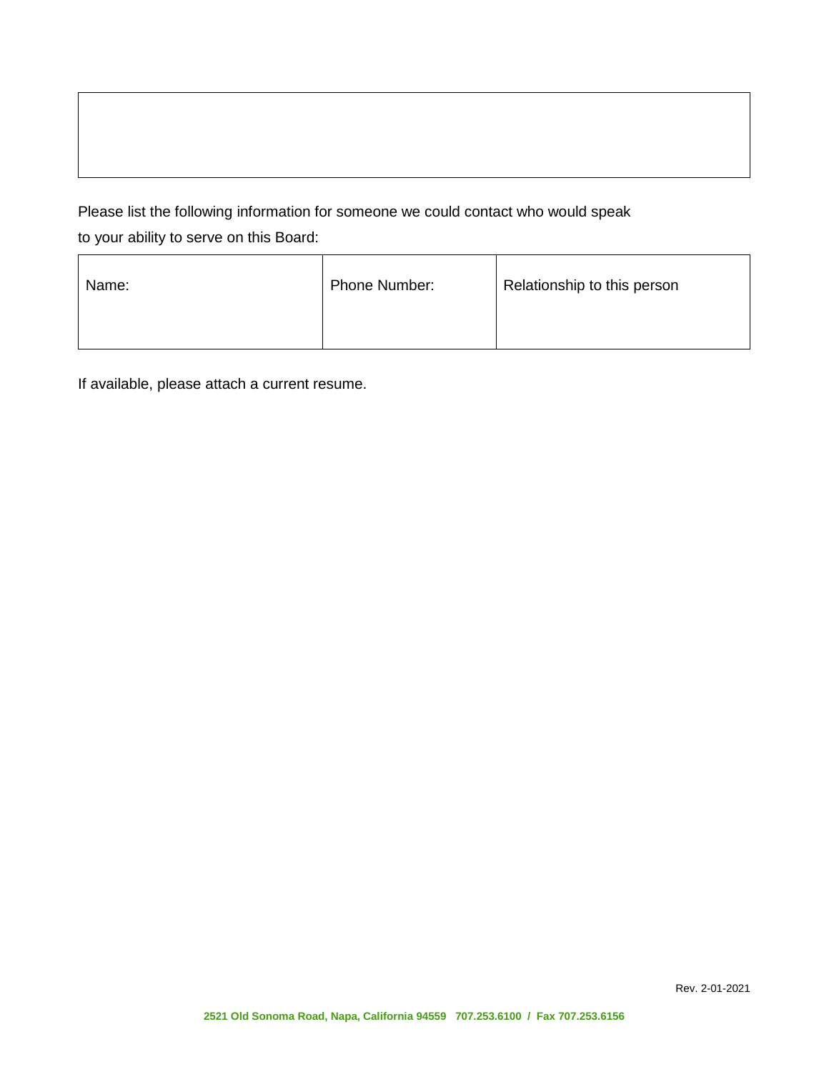Please list the following information for someone we could contact who would speak to your ability to serve on this Board:

| Name: | Phone Number: | Relationship to this person |
| --- | --- | --- |
| | | |

If available, please attach a current resume.

Rev. 2-01-2021

**2521 Old Sonoma Road, Napa, California 94559 707.253.6100 / Fax 707.253.6156**